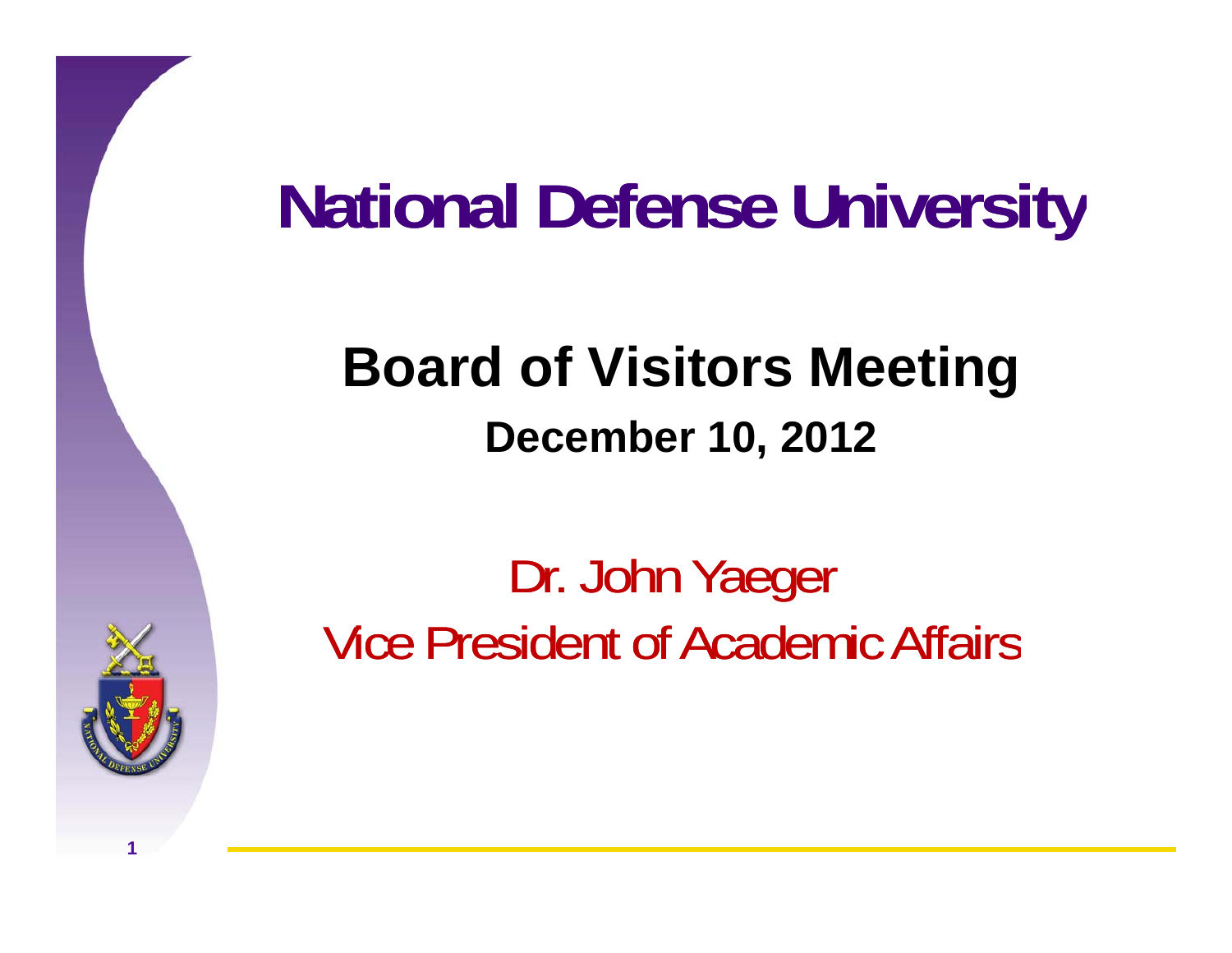# National Defense University

## Board of Visitors Meeting

**December 10, 2012**

Dr. John Yaeger

Vice President of Academic Affairs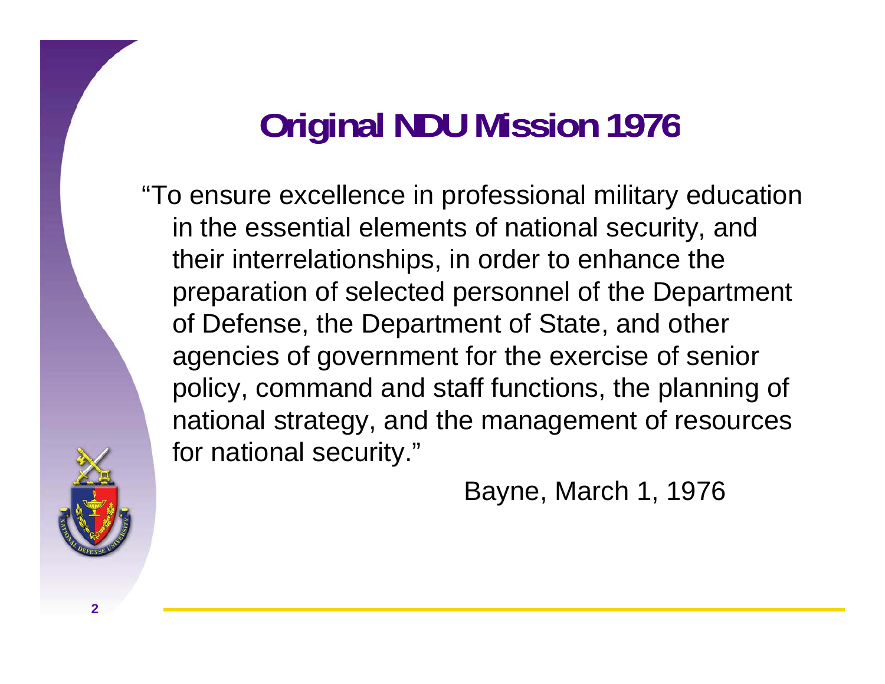# Original NDU Mission 1976

"To ensure excellence in professional military education in the essential elements of national security, and their interrelationships, in order to enhance the preparation of selected personnel of the Department of Defense, the Department of State, and other agencies of government for the exercise of senior policy, command and staff functions, the planning of national strategy, and the management of resources for national security."

Bayne, March 1, 1976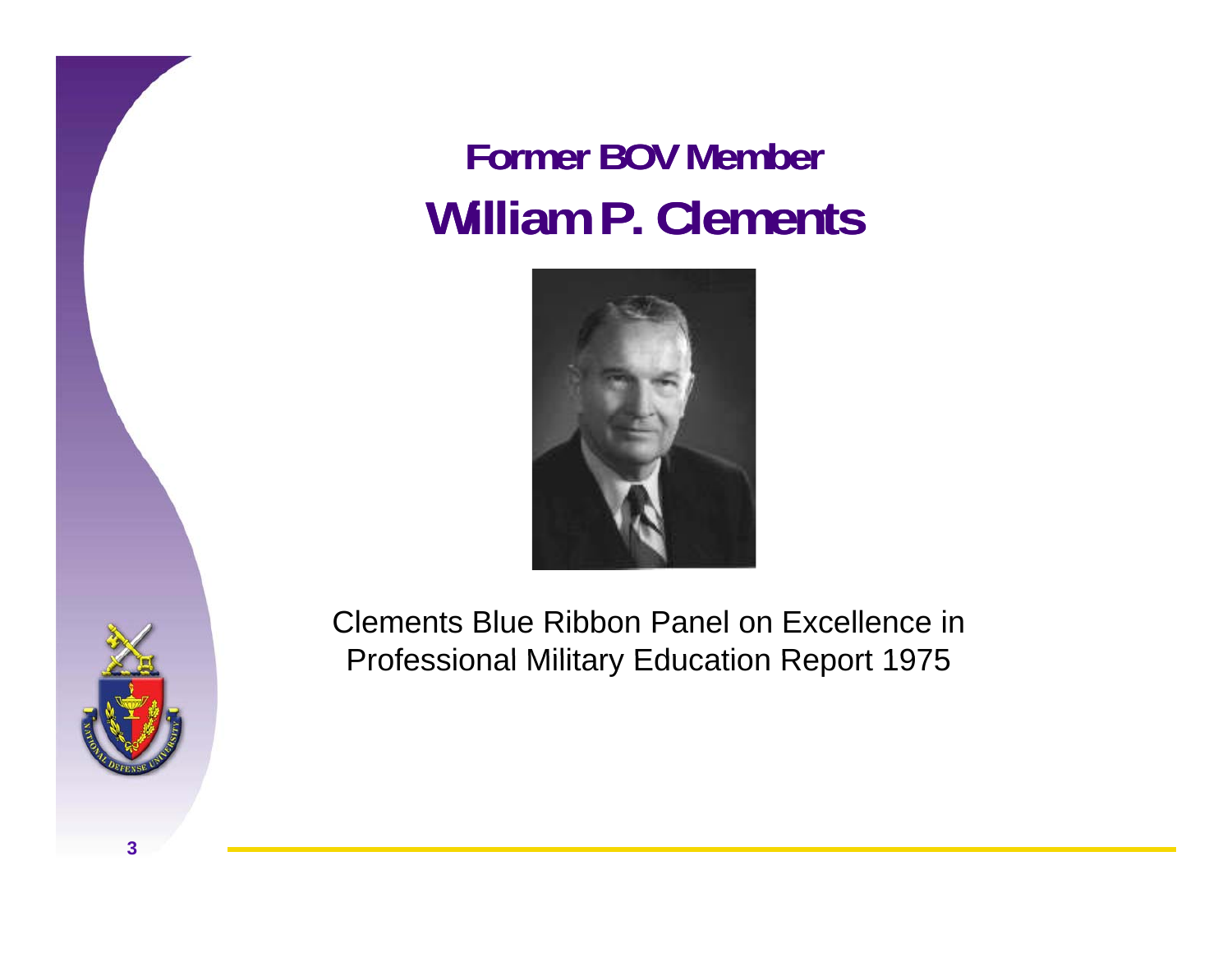## Former BOV Member

# William P. Clements

Clements Blue Ribbon Panel on Excellence in Professional Military Education Report 1975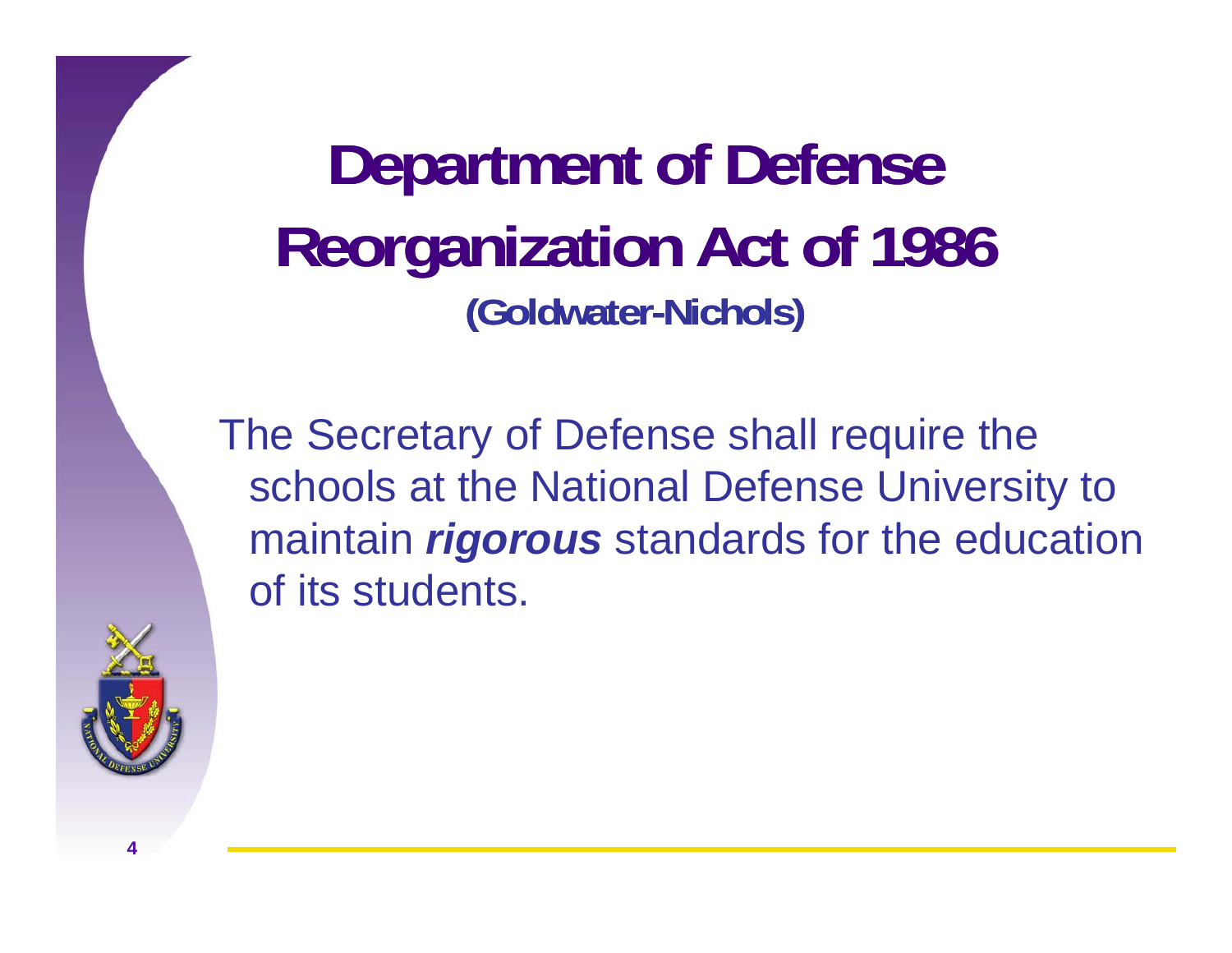# Department of Defense Reorganization Act of 1986

### (Goldwater-Nichols)

The Secretary of Defense shall require the schools at the National Defense University to maintain ***rigorous*** standards for the education of its students.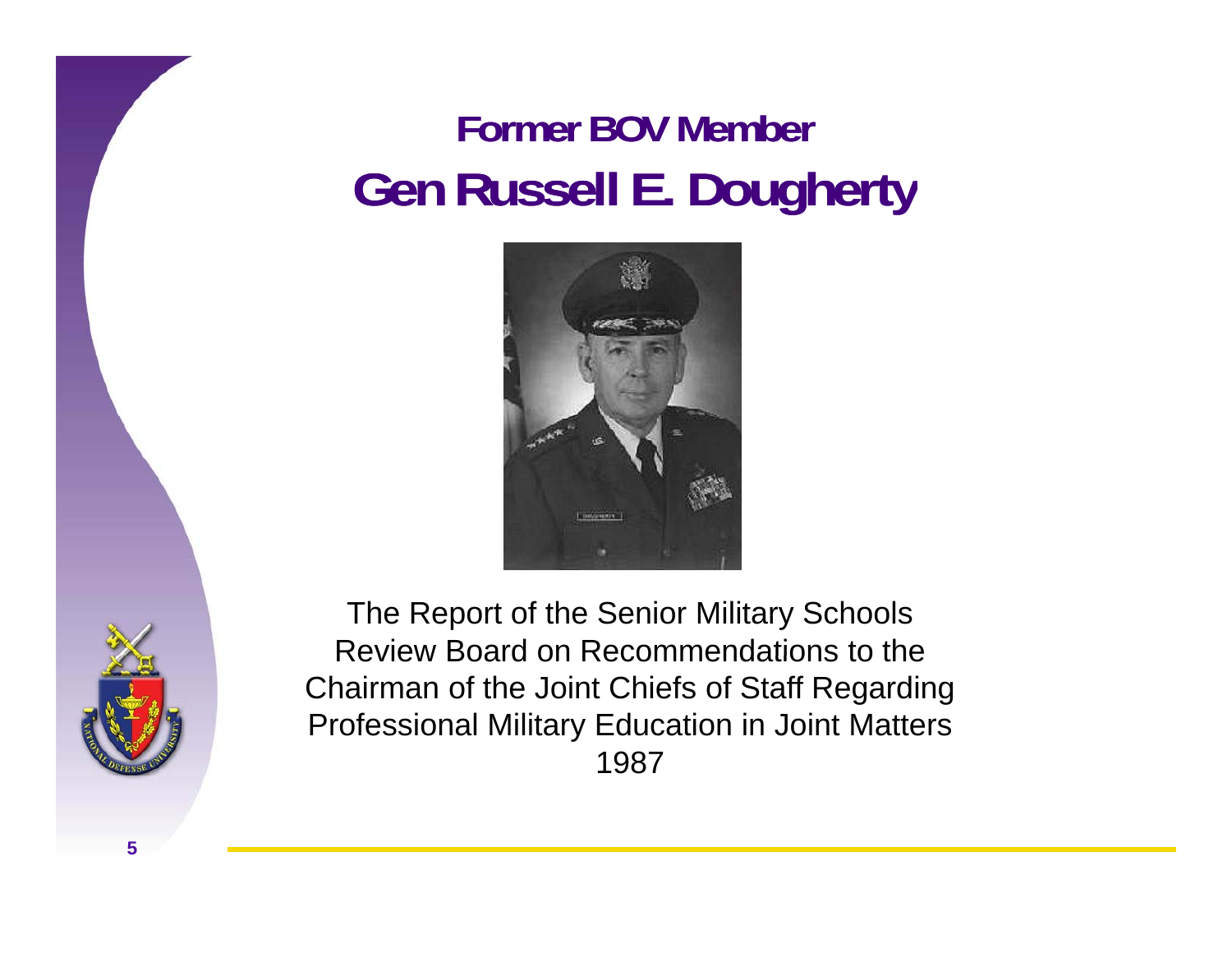# Former BOV Member

# Gen Russell E. Dougherty

The Report of the Senior Military Schools Review Board on Recommendations to the Chairman of the Joint Chiefs of Staff Regarding Professional Military Education in Joint Matters
1987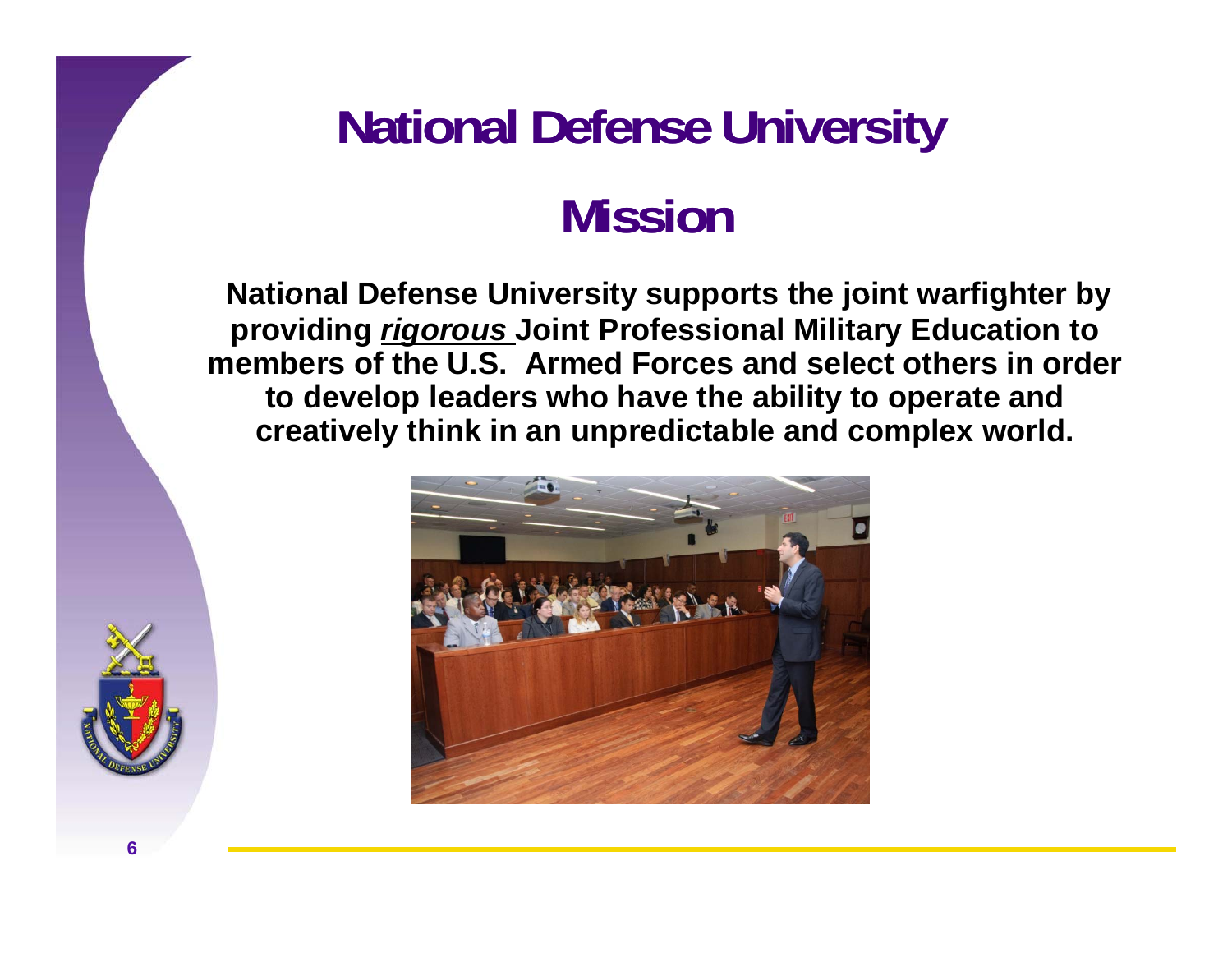# National Defense University

## Mission

**National Defense University supports the joint warfighter by providing *rigorous* Joint Professional Military Education to members of the U.S. Armed Forces and select others in order to develop leaders who have the ability to operate and creatively think in an unpredictable and complex world.**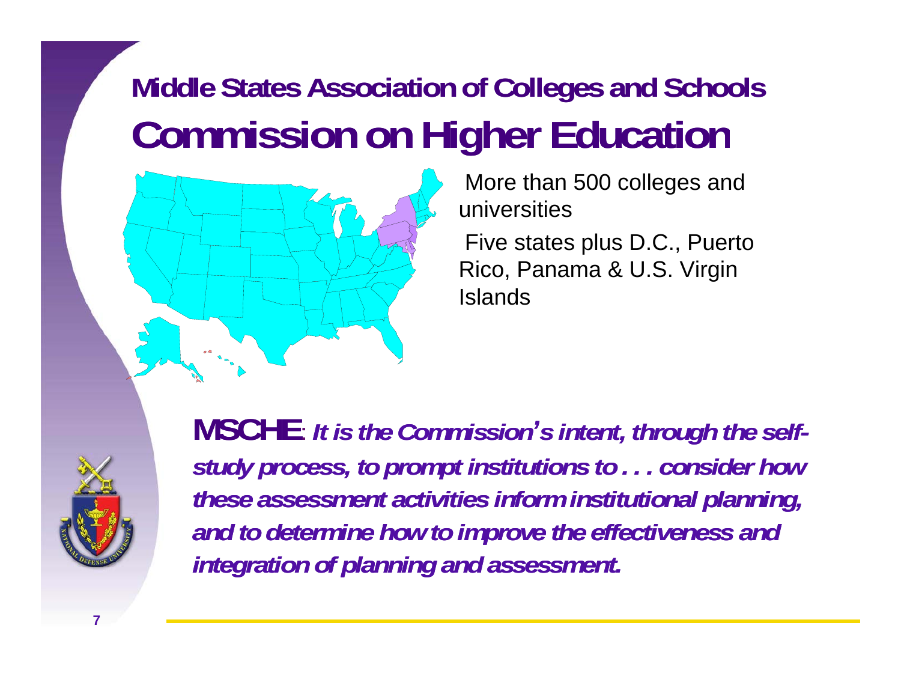## Middle States Association of Colleges and Schools

# Commission on Higher Education

- More than 500 colleges and universities
- Five states plus D.C., Puerto Rico, Panama & U.S. Virgin Islands

**MSCHE**: ***It is the Commission's intent, through the self-study process, to prompt institutions to . . . consider how these assessment activities inform institutional planning, and to determine how to improve the effectiveness and integration of planning and assessment.***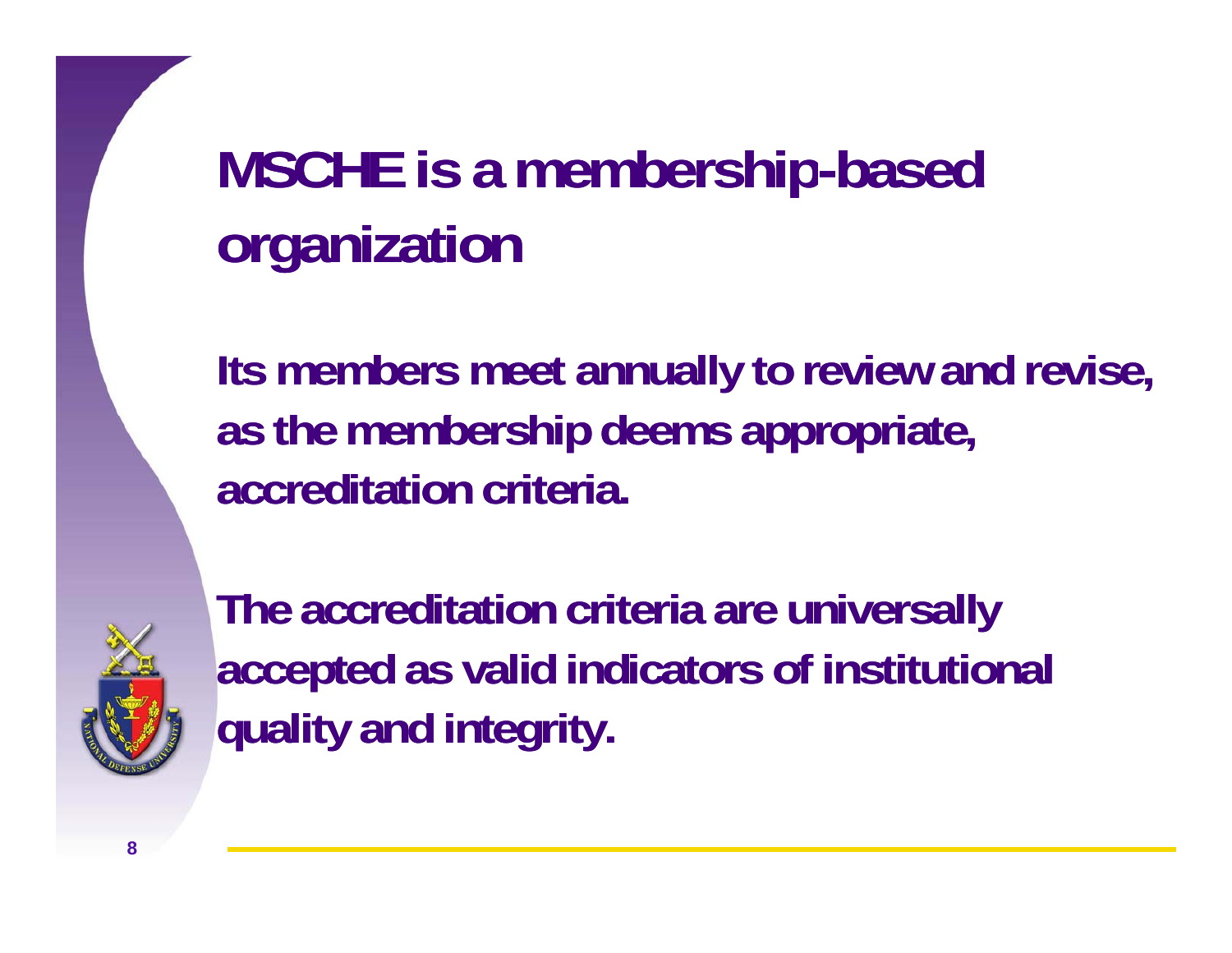# MSCHE is a membership-based organization

Its members meet annually to review and revise, as the membership deems appropriate, accreditation criteria.

The accreditation criteria are universally accepted as valid indicators of institutional quality and integrity.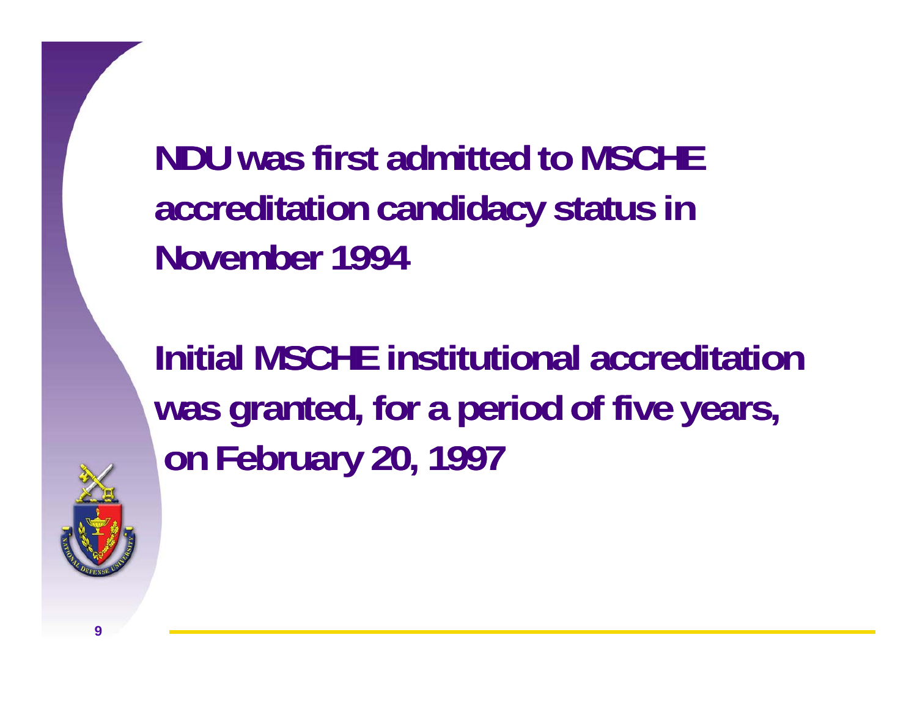NDU was first admitted to MSCHE accreditation candidacy status in November 1994

Initial MSCHE institutional accreditation was granted, for a period of five years, on February 20, 1997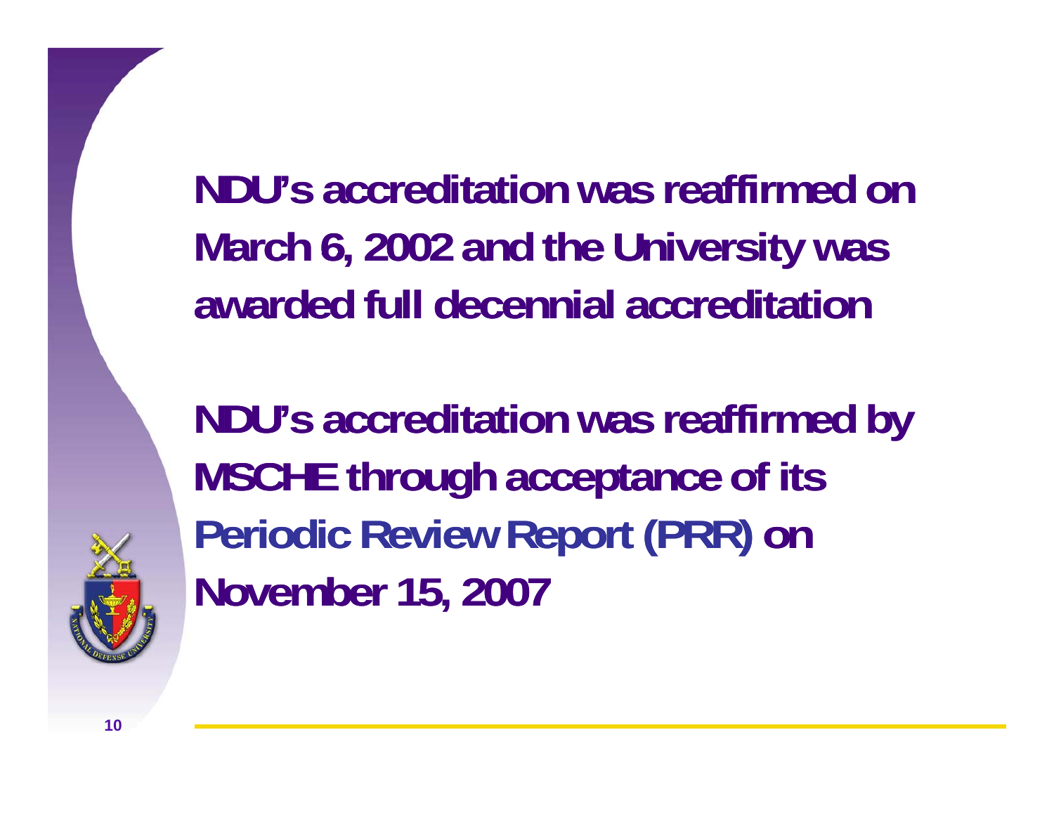**NDU's accreditation was reaffirmed on March 6, 2002 and the University was awarded full decennial accreditation**

**NDU's accreditation was reaffirmed by MSCHE through acceptance of its Periodic Review Report (PRR) on November 15, 2007**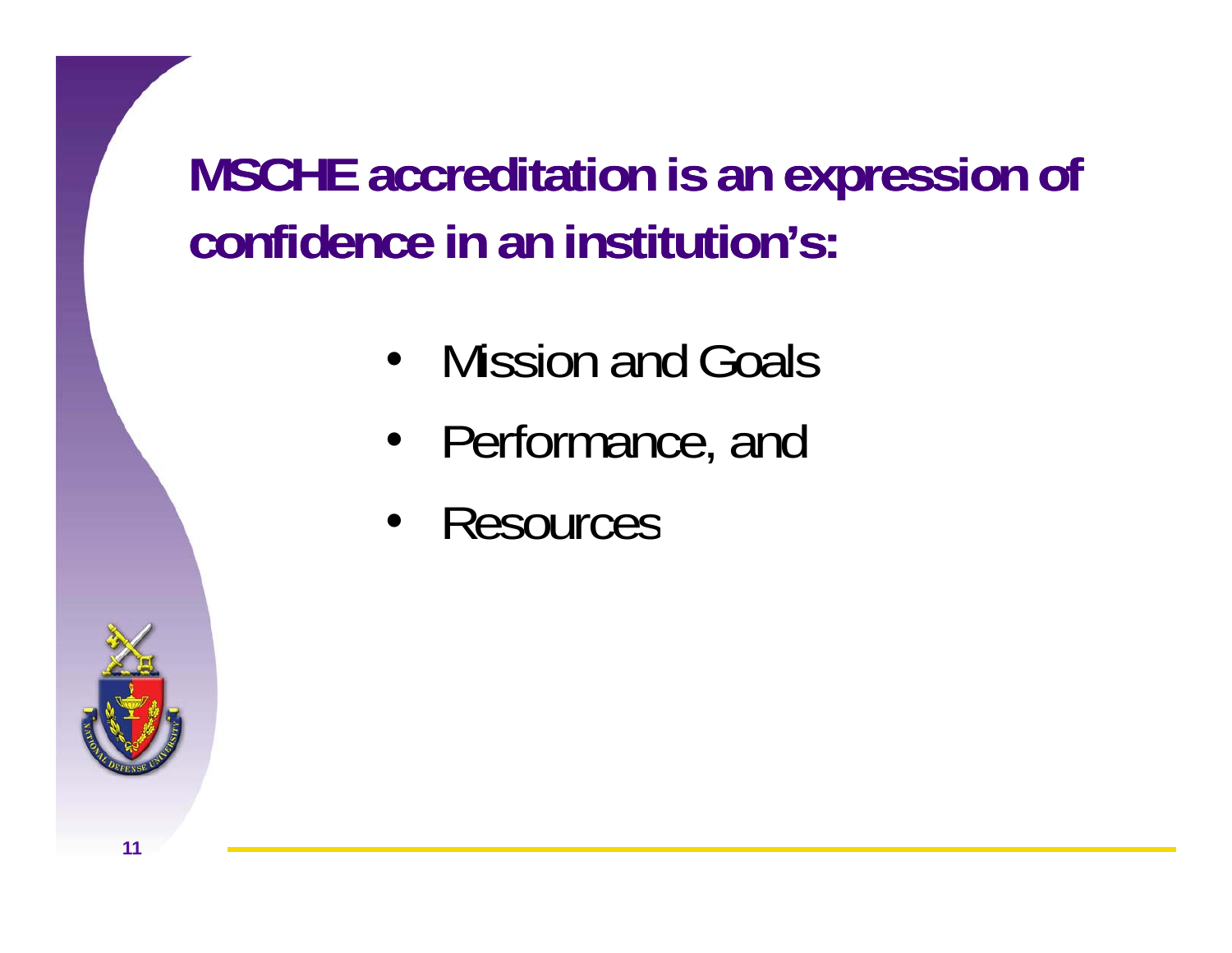## MSCHE accreditation is an expression of confidence in an institution's:

- Mission and Goals
- Performance, and
- Resources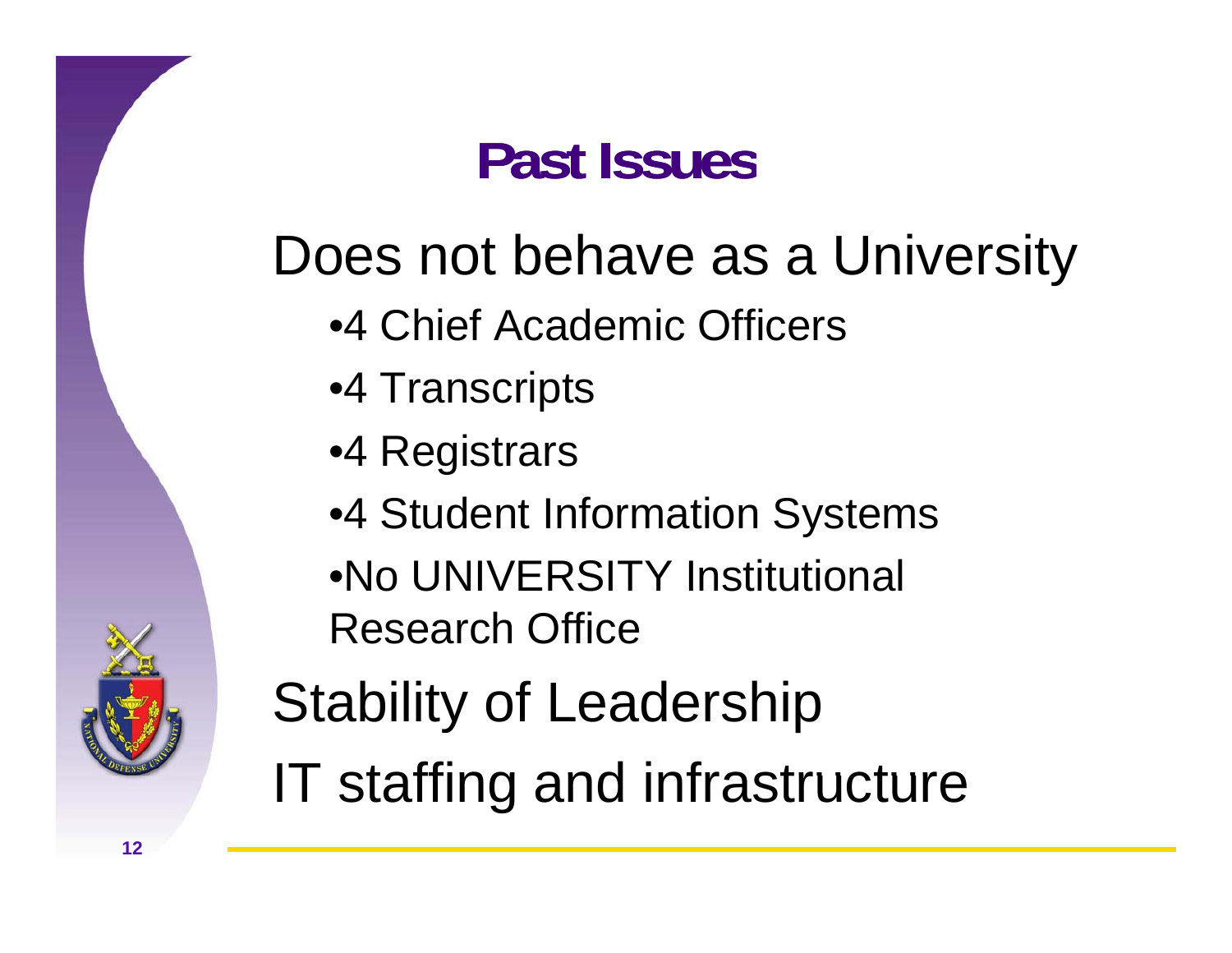# Past Issues

Does not behave as a University

- 4 Chief Academic Officers
- 4 Transcripts
- 4 Registrars
- 4 Student Information Systems
- No UNIVERSITY Institutional Research Office

Stability of Leadership

IT staffing and infrastructure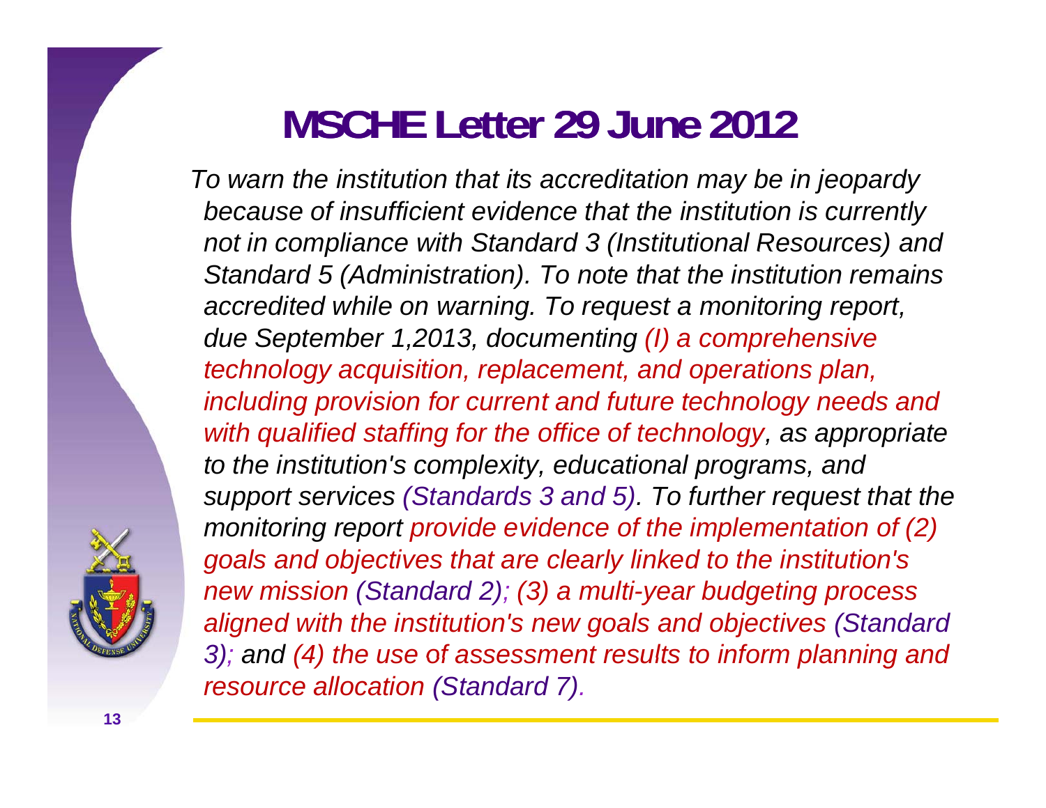# MSCHE Letter 29 June 2012

*To warn the institution that its accreditation may be in jeopardy because of insufficient evidence that the institution is currently not in compliance with Standard 3 (Institutional Resources) and Standard 5 (Administration). To note that the institution remains accredited while on warning. To request a monitoring report, due September 1,2013, documenting (I) a comprehensive technology acquisition, replacement, and operations plan, including provision for current and future technology needs and with qualified staffing for the office of technology, as appropriate to the institution's complexity, educational programs, and support services (Standards 3 and 5). To further request that the monitoring report provide evidence of the implementation of (2) goals and objectives that are clearly linked to the institution's new mission (Standard 2); (3) a multi-year budgeting process aligned with the institution's new goals and objectives (Standard 3); and (4) the use of assessment results to inform planning and resource allocation (Standard 7).*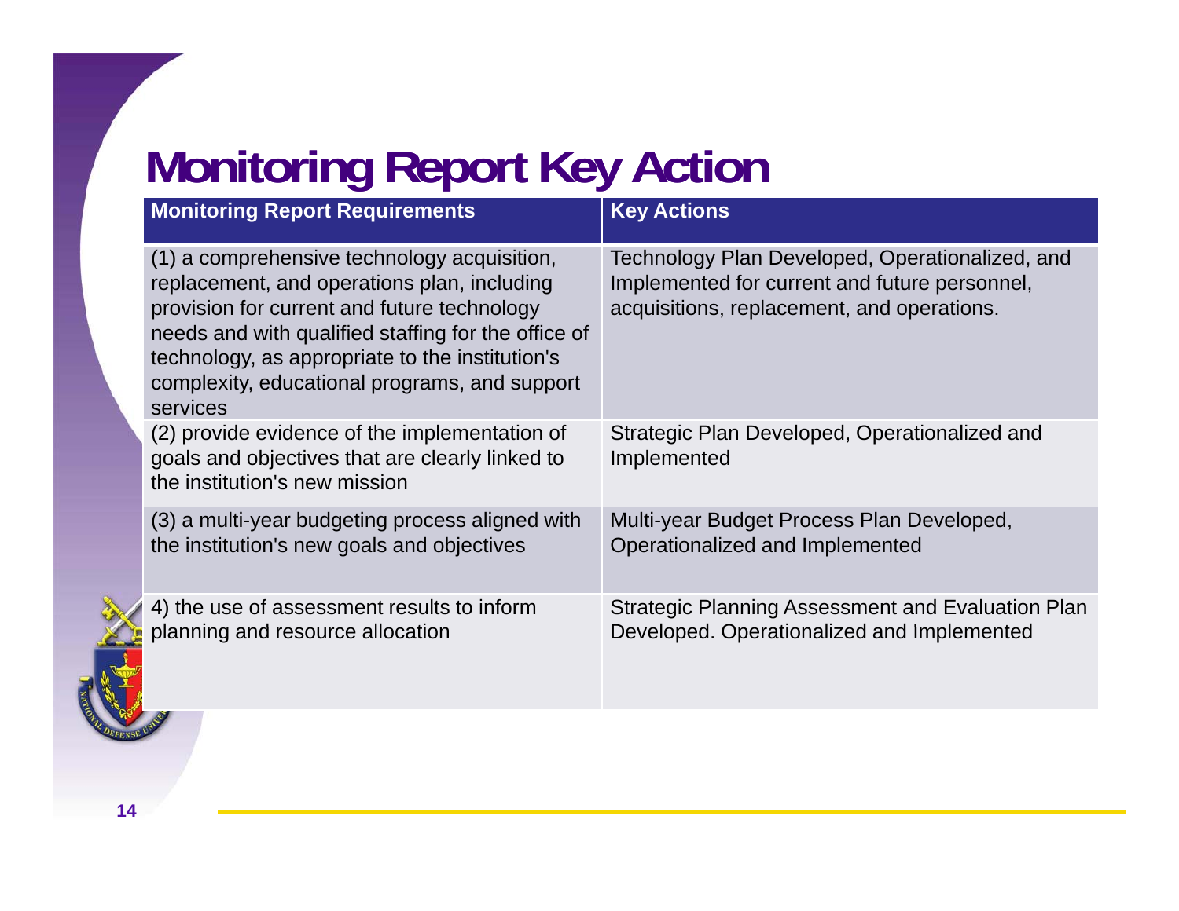# Monitoring Report Key Action

| Monitoring Report Requirements | Key Actions |
|---|---|
| (1) a comprehensive technology acquisition, replacement, and operations plan, including provision for current and future technology needs and with qualified staffing for the office of technology, as appropriate to the institution's complexity, educational programs, and support services | Technology Plan Developed, Operationalized, and Implemented for current and future personnel, acquisitions, replacement, and operations. |
| (2) provide evidence of the implementation of goals and objectives that are clearly linked to the institution's new mission | Strategic Plan Developed, Operationalized and Implemented |
| (3) a multi-year budgeting process aligned with the institution's new goals and objectives | Multi-year Budget Process Plan Developed, Operationalized and Implemented |
| 4) the use of assessment results to inform planning and resource allocation | Strategic Planning Assessment and Evaluation Plan Developed. Operationalized and Implemented |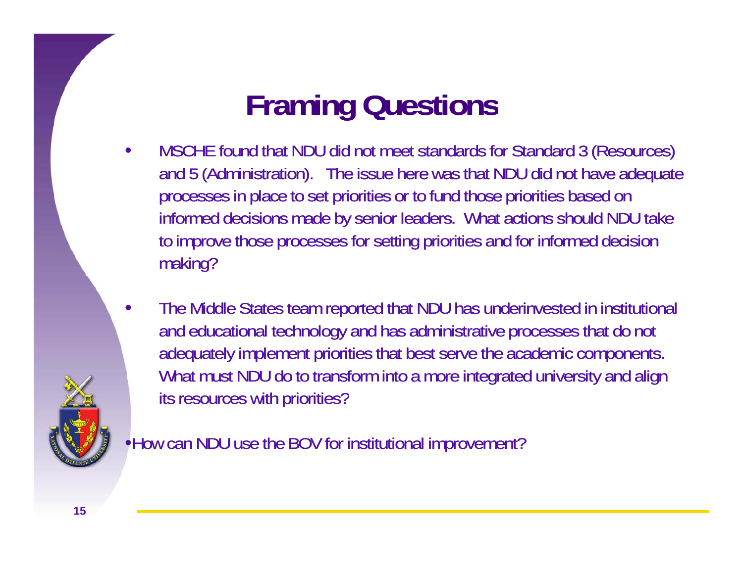# Framing Questions

- MSCHE found that NDU did not meet standards for Standard 3 (Resources) and 5 (Administration). The issue here was that NDU did not have adequate processes in place to set priorities or to fund those priorities based on informed decisions made by senior leaders. What actions should NDU take to improve those processes for setting priorities and for informed decision making?

- The Middle States team reported that NDU has underinvested in institutional and educational technology and has administrative processes that do not adequately implement priorities that best serve the academic components. What must NDU do to transform into a more integrated university and align its resources with priorities?

- How can NDU use the BOV for institutional improvement?